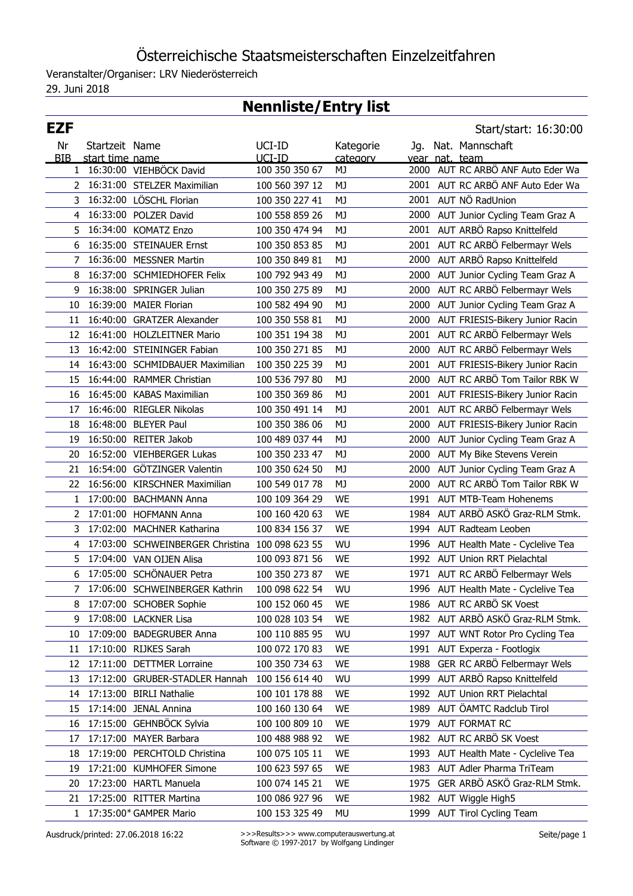# Österreichische Staatsmeisterschaften Einzelzeitfahren

Veranstalter/Organiser: LRV Niederösterreich

29. Juni 2018

## Nennliste/Entry list

**EZF** Start/start: 16:30:00

| Nr<br>BIB | Startzeit<br>start time | Name<br>name | UCI-ID<br>UCI-ID | Kategorie<br>category | Jg.<br>year | Nat.<br>nat. | Mannschaft<br>team |
|---|---|---|---|---|---|---|---|
| 1 | 16:30:00 | VIEHBÖCK David | 100 350 350 67 | MJ | 2000 | AUT | RC ARBÖ ANF Auto Eder Wa |
| 2 | 16:31:00 | STELZER Maximilian | 100 560 397 12 | MJ | 2001 | AUT | RC ARBÖ ANF Auto Eder Wa |
| 3 | 16:32:00 | LÖSCHL Florian | 100 350 227 41 | MJ | 2001 | AUT | NÖ RadUnion |
| 4 | 16:33:00 | POLZER David | 100 558 859 26 | MJ | 2000 | AUT | Junior Cycling Team Graz A |
| 5 | 16:34:00 | KOMATZ Enzo | 100 350 474 94 | MJ | 2001 | AUT | ARBÖ Rapso Knittelfeld |
| 6 | 16:35:00 | STEINAUER Ernst | 100 350 853 85 | MJ | 2001 | AUT | RC ARBÖ Felbermayr Wels |
| 7 | 16:36:00 | MESSNER Martin | 100 350 849 81 | MJ | 2000 | AUT | ARBÖ Rapso Knittelfeld |
| 8 | 16:37:00 | SCHMIEDHOFER Felix | 100 792 943 49 | MJ | 2000 | AUT | Junior Cycling Team Graz A |
| 9 | 16:38:00 | SPRINGER Julian | 100 350 275 89 | MJ | 2000 | AUT | RC ARBÖ Felbermayr Wels |
| 10 | 16:39:00 | MAIER Florian | 100 582 494 90 | MJ | 2000 | AUT | Junior Cycling Team Graz A |
| 11 | 16:40:00 | GRATZER Alexander | 100 350 558 81 | MJ | 2000 | AUT | FRIESIS-Bikery Junior Racin |
| 12 | 16:41:00 | HOLZLEITNER Mario | 100 351 194 38 | MJ | 2001 | AUT | RC ARBÖ Felbermayr Wels |
| 13 | 16:42:00 | STEININGER Fabian | 100 350 271 85 | MJ | 2000 | AUT | RC ARBÖ Felbermayr Wels |
| 14 | 16:43:00 | SCHMIDBAUER Maximilian | 100 350 225 39 | MJ | 2001 | AUT | FRIESIS-Bikery Junior Racin |
| 15 | 16:44:00 | RAMMER Christian | 100 536 797 80 | MJ | 2000 | AUT | RC ARBÖ Tom Tailor RBK W |
| 16 | 16:45:00 | KABAS Maximilian | 100 350 369 86 | MJ | 2001 | AUT | FRIESIS-Bikery Junior Racin |
| 17 | 16:46:00 | RIEGLER Nikolas | 100 350 491 14 | MJ | 2001 | AUT | RC ARBÖ Felbermayr Wels |
| 18 | 16:48:00 | BLEYER Paul | 100 350 386 06 | MJ | 2000 | AUT | FRIESIS-Bikery Junior Racin |
| 19 | 16:50:00 | REITER Jakob | 100 489 037 44 | MJ | 2000 | AUT | Junior Cycling Team Graz A |
| 20 | 16:52:00 | VIEHBERGER Lukas | 100 350 233 47 | MJ | 2000 | AUT | My Bike Stevens Verein |
| 21 | 16:54:00 | GÖTZINGER Valentin | 100 350 624 50 | MJ | 2000 | AUT | Junior Cycling Team Graz A |
| 22 | 16:56:00 | KIRSCHNER Maximilian | 100 549 017 78 | MJ | 2000 | AUT | RC ARBÖ Tom Tailor RBK W |
| 1 | 17:00:00 | BACHMANN Anna | 100 109 364 29 | WE | 1991 | AUT | MTB-Team Hohenems |
| 2 | 17:01:00 | HOFMANN Anna | 100 160 420 63 | WE | 1984 | AUT | ARBÖ ASKÖ Graz-RLM Stmk. |
| 3 | 17:02:00 | MACHNER Katharina | 100 834 156 37 | WE | 1994 | AUT | Radteam Leoben |
| 4 | 17:03:00 | SCHWEINBERGER Christina | 100 098 623 55 | WU | 1996 | AUT | Health Mate - Cyclelive Tea |
| 5 | 17:04:00 | VAN OIJEN Alisa | 100 093 871 56 | WE | 1992 | AUT | Union RRT Pielachtal |
| 6 | 17:05:00 | SCHÖNAUER Petra | 100 350 273 87 | WE | 1971 | AUT | RC ARBÖ Felbermayr Wels |
| 7 | 17:06:00 | SCHWEINBERGER Kathrin | 100 098 622 54 | WU | 1996 | AUT | Health Mate - Cyclelive Tea |
| 8 | 17:07:00 | SCHOBER Sophie | 100 152 060 45 | WE | 1986 | AUT | RC ARBÖ SK Voest |
| 9 | 17:08:00 | LACKNER Lisa | 100 028 103 54 | WE | 1982 | AUT | ARBÖ ASKÖ Graz-RLM Stmk. |
| 10 | 17:09:00 | BADEGRUBER Anna | 100 110 885 95 | WU | 1997 | AUT | WNT Rotor Pro Cycling Tea |
| 11 | 17:10:00 | RIJKES Sarah | 100 072 170 83 | WE | 1991 | AUT | Experza - Footlogix |
| 12 | 17:11:00 | DETTMER Lorraine | 100 350 734 63 | WE | 1988 | GER | RC ARBÖ Felbermayr Wels |
| 13 | 17:12:00 | GRUBER-STADLER Hannah | 100 156 614 40 | WU | 1999 | AUT | ARBÖ Rapso Knittelfeld |
| 14 | 17:13:00 | BIRLI Nathalie | 100 101 178 88 | WE | 1992 | AUT | Union RRT Pielachtal |
| 15 | 17:14:00 | JENAL Annina | 100 160 130 64 | WE | 1989 | AUT | ÖAMTC Radclub Tirol |
| 16 | 17:15:00 | GEHNBÖCK Sylvia | 100 100 809 10 | WE | 1979 | AUT | FORMAT RC |
| 17 | 17:17:00 | MAYER Barbara | 100 488 988 92 | WE | 1982 | AUT | RC ARBÖ SK Voest |
| 18 | 17:19:00 | PERCHTOLD Christina | 100 075 105 11 | WE | 1993 | AUT | Health Mate - Cyclelive Tea |
| 19 | 17:21:00 | KUMHOFER Simone | 100 623 597 65 | WE | 1983 | AUT | Adler Pharma TriTeam |
| 20 | 17:23:00 | HARTL Manuela | 100 074 145 21 | WE | 1975 | GER | ARBÖ ASKÖ Graz-RLM Stmk. |
| 21 | 17:25:00 | RITTER Martina | 100 086 927 96 | WE | 1982 | AUT | Wiggle High5 |
| 1 | 17:35:00* | GAMPER Mario | 100 153 325 49 | MU | 1999 | AUT | Tirol Cycling Team |

Ausdruck/printed: 27.06.2018 16:22

>>>Results>>> www.computerauswertung.at
Software © 1997-2017 by Wolfgang Lindinger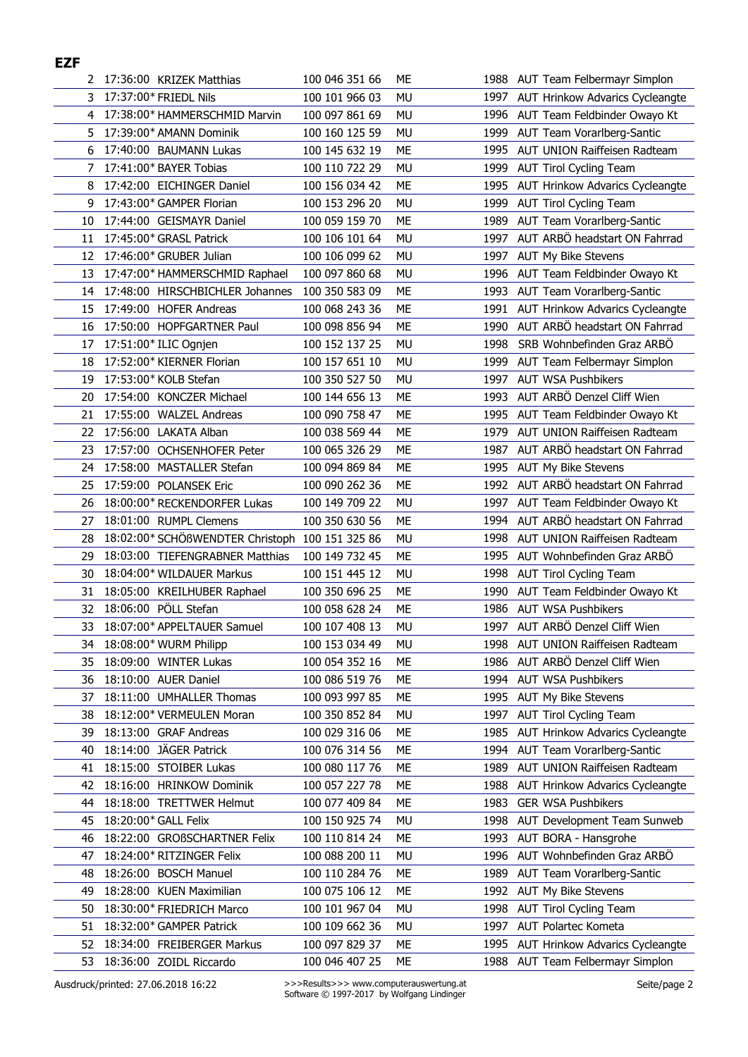**EZF**

| | | | | | | |
|---|---|---|---|---|---|---|
| 2 | 17:36:00 | KRIZEK Matthias | 100 046 351 66 | ME | 1988 | AUT Team Felbermayr Simplon |
| 3 | 17:37:00* | FRIEDL Nils | 100 101 966 03 | MU | 1997 | AUT Hrinkow Advarics Cycleangte |
| 4 | 17:38:00* | HAMMERSCHMID Marvin | 100 097 861 69 | MU | 1996 | AUT Team Feldbinder Owayo Kt |
| 5 | 17:39:00* | AMANN Dominik | 100 160 125 59 | MU | 1999 | AUT Team Vorarlberg-Santic |
| 6 | 17:40:00 | BAUMANN Lukas | 100 145 632 19 | ME | 1995 | AUT UNION Raiffeisen Radteam |
| 7 | 17:41:00* | BAYER Tobias | 100 110 722 29 | MU | 1999 | AUT Tirol Cycling Team |
| 8 | 17:42:00 | EICHINGER Daniel | 100 156 034 42 | ME | 1995 | AUT Hrinkow Advarics Cycleangte |
| 9 | 17:43:00* | GAMPER Florian | 100 153 296 20 | MU | 1999 | AUT Tirol Cycling Team |
| 10 | 17:44:00 | GEISMAYR Daniel | 100 059 159 70 | ME | 1989 | AUT Team Vorarlberg-Santic |
| 11 | 17:45:00* | GRASL Patrick | 100 106 101 64 | MU | 1997 | AUT ARBÖ headstart ON Fahrrad |
| 12 | 17:46:00* | GRUBER Julian | 100 106 099 62 | MU | 1997 | AUT My Bike Stevens |
| 13 | 17:47:00* | HAMMERSCHMID Raphael | 100 097 860 68 | MU | 1996 | AUT Team Feldbinder Owayo Kt |
| 14 | 17:48:00 | HIRSCHBICHLER Johannes | 100 350 583 09 | ME | 1993 | AUT Team Vorarlberg-Santic |
| 15 | 17:49:00 | HOFER Andreas | 100 068 243 36 | ME | 1991 | AUT Hrinkow Advarics Cycleangte |
| 16 | 17:50:00 | HOPFGARTNER Paul | 100 098 856 94 | ME | 1990 | AUT ARBÖ headstart ON Fahrrad |
| 17 | 17:51:00* | ILIC Ognjen | 100 152 137 25 | MU | 1998 | SRB Wohnbefinden Graz ARBÖ |
| 18 | 17:52:00* | KIERNER Florian | 100 157 651 10 | MU | 1999 | AUT Team Felbermayr Simplon |
| 19 | 17:53:00* | KOLB Stefan | 100 350 527 50 | MU | 1997 | AUT WSA Pushbikers |
| 20 | 17:54:00 | KONCZER Michael | 100 144 656 13 | ME | 1993 | AUT ARBÖ Denzel Cliff Wien |
| 21 | 17:55:00 | WALZEL Andreas | 100 090 758 47 | ME | 1995 | AUT Team Feldbinder Owayo Kt |
| 22 | 17:56:00 | LAKATA Alban | 100 038 569 44 | ME | 1979 | AUT UNION Raiffeisen Radteam |
| 23 | 17:57:00 | OCHSENHOFER Peter | 100 065 326 29 | ME | 1987 | AUT ARBÖ headstart ON Fahrrad |
| 24 | 17:58:00 | MASTALLER Stefan | 100 094 869 84 | ME | 1995 | AUT My Bike Stevens |
| 25 | 17:59:00 | POLANSEK Eric | 100 090 262 36 | ME | 1992 | AUT ARBÖ headstart ON Fahrrad |
| 26 | 18:00:00* | RECKENDORFER Lukas | 100 149 709 22 | MU | 1997 | AUT Team Feldbinder Owayo Kt |
| 27 | 18:01:00 | RUMPL Clemens | 100 350 630 56 | ME | 1994 | AUT ARBÖ headstart ON Fahrrad |
| 28 | 18:02:00* | SCHÖßWENDTER Christoph | 100 151 325 86 | MU | 1998 | AUT UNION Raiffeisen Radteam |
| 29 | 18:03:00 | TIEFENGRABNER Matthias | 100 149 732 45 | ME | 1995 | AUT Wohnbefinden Graz ARBÖ |
| 30 | 18:04:00* | WILDAUER Markus | 100 151 445 12 | MU | 1998 | AUT Tirol Cycling Team |
| 31 | 18:05:00 | KREILHUBER Raphael | 100 350 696 25 | ME | 1990 | AUT Team Feldbinder Owayo Kt |
| 32 | 18:06:00 | PÖLL Stefan | 100 058 628 24 | ME | 1986 | AUT WSA Pushbikers |
| 33 | 18:07:00* | APPELTAUER Samuel | 100 107 408 13 | MU | 1997 | AUT ARBÖ Denzel Cliff Wien |
| 34 | 18:08:00* | WURM Philipp | 100 153 034 49 | MU | 1998 | AUT UNION Raiffeisen Radteam |
| 35 | 18:09:00 | WINTER Lukas | 100 054 352 16 | ME | 1986 | AUT ARBÖ Denzel Cliff Wien |
| 36 | 18:10:00 | AUER Daniel | 100 086 519 76 | ME | 1994 | AUT WSA Pushbikers |
| 37 | 18:11:00 | UMHALLER Thomas | 100 093 997 85 | ME | 1995 | AUT My Bike Stevens |
| 38 | 18:12:00* | VERMEULEN Moran | 100 350 852 84 | MU | 1997 | AUT Tirol Cycling Team |
| 39 | 18:13:00 | GRAF Andreas | 100 029 316 06 | ME | 1985 | AUT Hrinkow Advarics Cycleangte |
| 40 | 18:14:00 | JÄGER Patrick | 100 076 314 56 | ME | 1994 | AUT Team Vorarlberg-Santic |
| 41 | 18:15:00 | STOIBER Lukas | 100 080 117 76 | ME | 1989 | AUT UNION Raiffeisen Radteam |
| 42 | 18:16:00 | HRINKOW Dominik | 100 057 227 78 | ME | 1988 | AUT Hrinkow Advarics Cycleangte |
| 44 | 18:18:00 | TRETTWER Helmut | 100 077 409 84 | ME | 1983 | GER WSA Pushbikers |
| 45 | 18:20:00* | GALL Felix | 100 150 925 74 | MU | 1998 | AUT Development Team Sunweb |
| 46 | 18:22:00 | GROßSCHARTNER Felix | 100 110 814 24 | ME | 1993 | AUT BORA - Hansgrohe |
| 47 | 18:24:00* | RITZINGER Felix | 100 088 200 11 | MU | 1996 | AUT Wohnbefinden Graz ARBÖ |
| 48 | 18:26:00 | BOSCH Manuel | 100 110 284 76 | ME | 1989 | AUT Team Vorarlberg-Santic |
| 49 | 18:28:00 | KUEN Maximilian | 100 075 106 12 | ME | 1992 | AUT My Bike Stevens |
| 50 | 18:30:00* | FRIEDRICH Marco | 100 101 967 04 | MU | 1998 | AUT Tirol Cycling Team |
| 51 | 18:32:00* | GAMPER Patrick | 100 109 662 36 | MU | 1997 | AUT Polartec Kometa |
| 52 | 18:34:00 | FREIBERGER Markus | 100 097 829 37 | ME | 1995 | AUT Hrinkow Advarics Cycleangte |
| 53 | 18:36:00 | ZOIDL Riccardo | 100 046 407 25 | ME | 1988 | AUT Team Felbermayr Simplon |

Ausdruck/printed: 27.06.2018 16:22 >>>Results>>> www.computerauswertung.at Software © 1997-2017 by Wolfgang Lindinger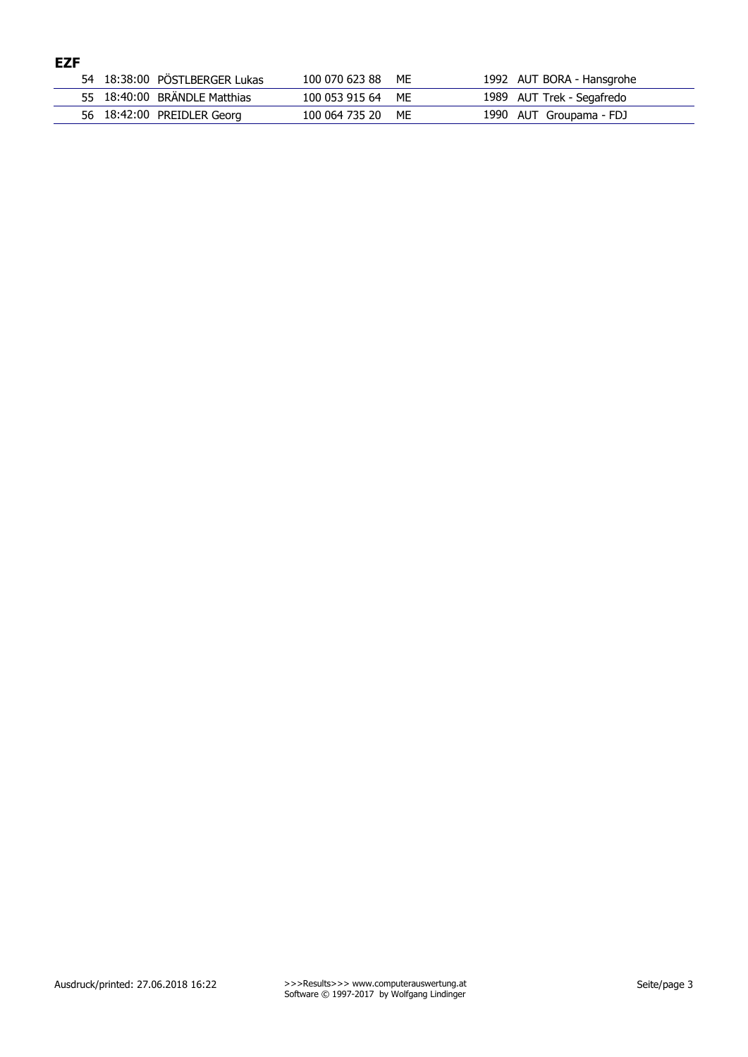**EZF**

| | | | | | | | |
|---|---|---|---|---|---|---|---|
| 54 | 18:38:00 | PÖSTLBERGER Lukas | 100 070 623 88 | ME | 1992 | AUT | BORA - Hansgrohe |
| 55 | 18:40:00 | BRÄNDLE Matthias | 100 053 915 64 | ME | 1989 | AUT | Trek - Segafredo |
| 56 | 18:42:00 | PREIDLER Georg | 100 064 735 20 | ME | 1990 | AUT | Groupama - FDJ |

Ausdruck/printed: 27.06.2018 16:22

>>>Results>>> www.computerauswertung.at
Software © 1997-2017 by Wolfgang Lindinger